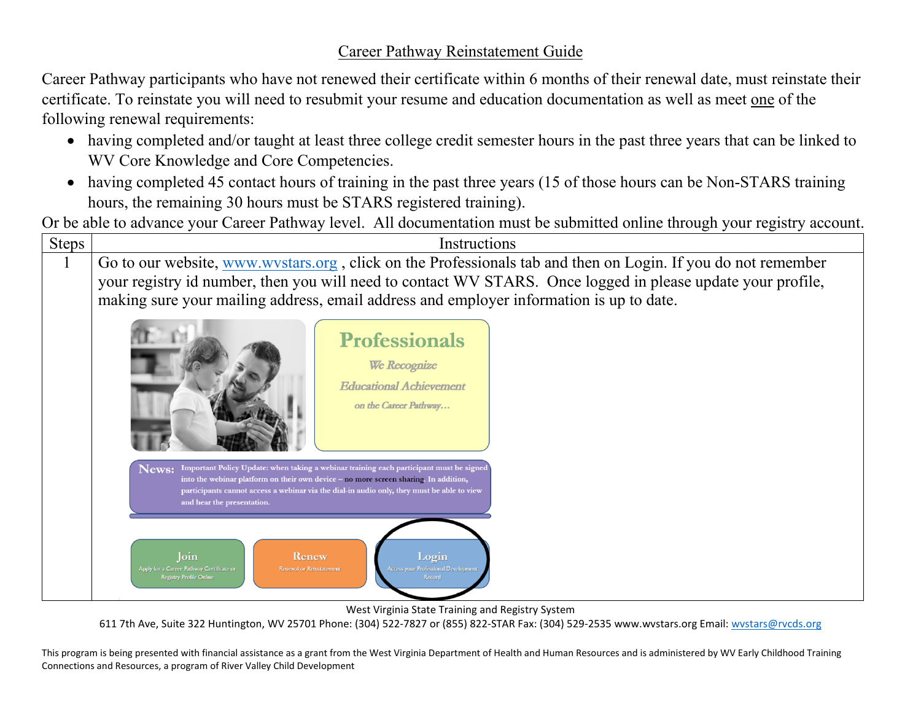# Career Pathway Reinstatement Guide

Career Pathway participants who have not renewed their certificate within 6 months of their renewal date, must reinstate their certificate. To reinstate you will need to resubmit your resume and education documentation as well as meet one of the following renewal requirements:

- having completed and/or taught at least three college credit semester hours in the past three years that can be linked to WV Core Knowledge and Core Competencies.
- having completed 45 contact hours of training in the past three years (15 of those hours can be Non-STARS training hours, the remaining 30 hours must be STARS registered training).

Or be able to advance your Career Pathway level. All documentation must be submitted online through your registry account.

| Steps | Instructions |
|---|---|
| 1 | Go to our website, www.wvstars.org , click on the Professionals tab and then on Login. If you do not remember your registry id number, then you will need to contact WV STARS. Once logged in please update your profile, making sure your mailing address, email address and employer information is up to date. |

West Virginia State Training and Registry System

611 7th Ave, Suite 322 Huntington, WV 25701 Phone: (304) 522-7827 or (855) 822-STAR Fax: (304) 529-2535 www.wvstars.org Email: wvstars@rvcds.org

This program is being presented with financial assistance as a grant from the West Virginia Department of Health and Human Resources and is administered by WV Early Childhood Training Connections and Resources, a program of River Valley Child Development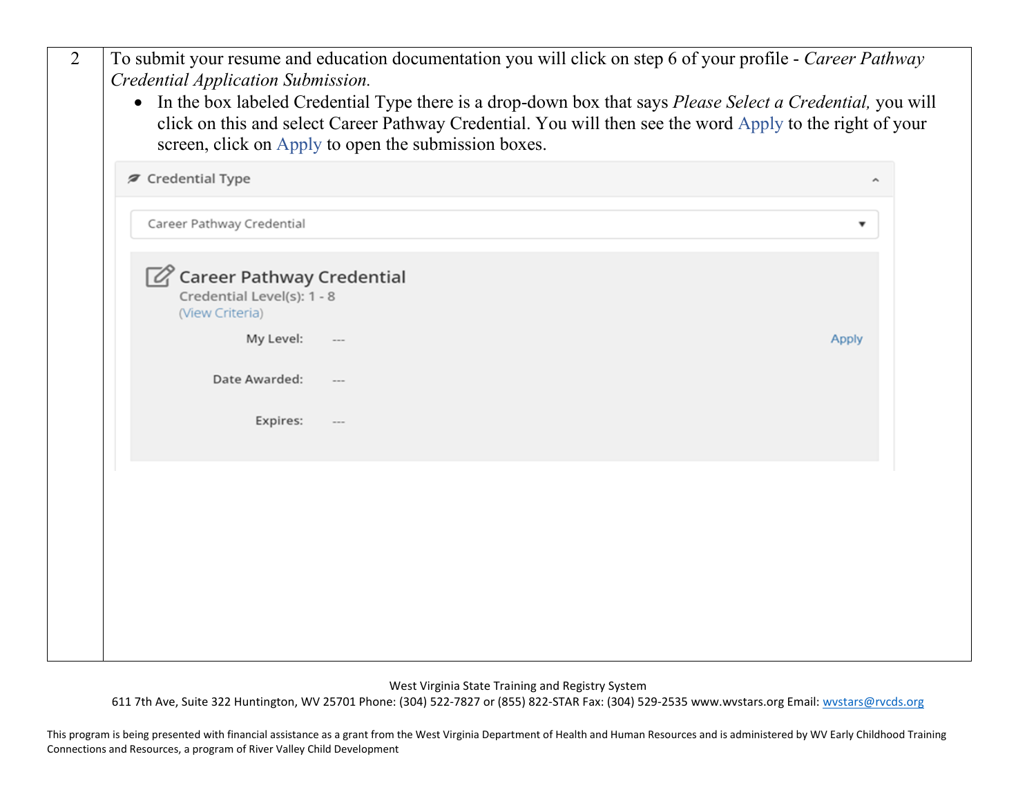| | |
|---|---|
| 2 | To submit your resume and education documentation you will click on step 6 of your profile - *Career Pathway Credential Application Submission.*<br>• In the box labeled Credential Type there is a drop-down box that says *Please Select a Credential,* you will click on this and select Career Pathway Credential. You will then see the word Apply to the right of your screen, click on Apply to open the submission boxes.<br><br>Credential Type<br>Career Pathway Credential<br>Career Pathway Credential<br>Credential Level(s): 1 - 8<br>(View Criteria)<br>My Level: --- Apply<br>Date Awarded: ---<br>Expires: --- |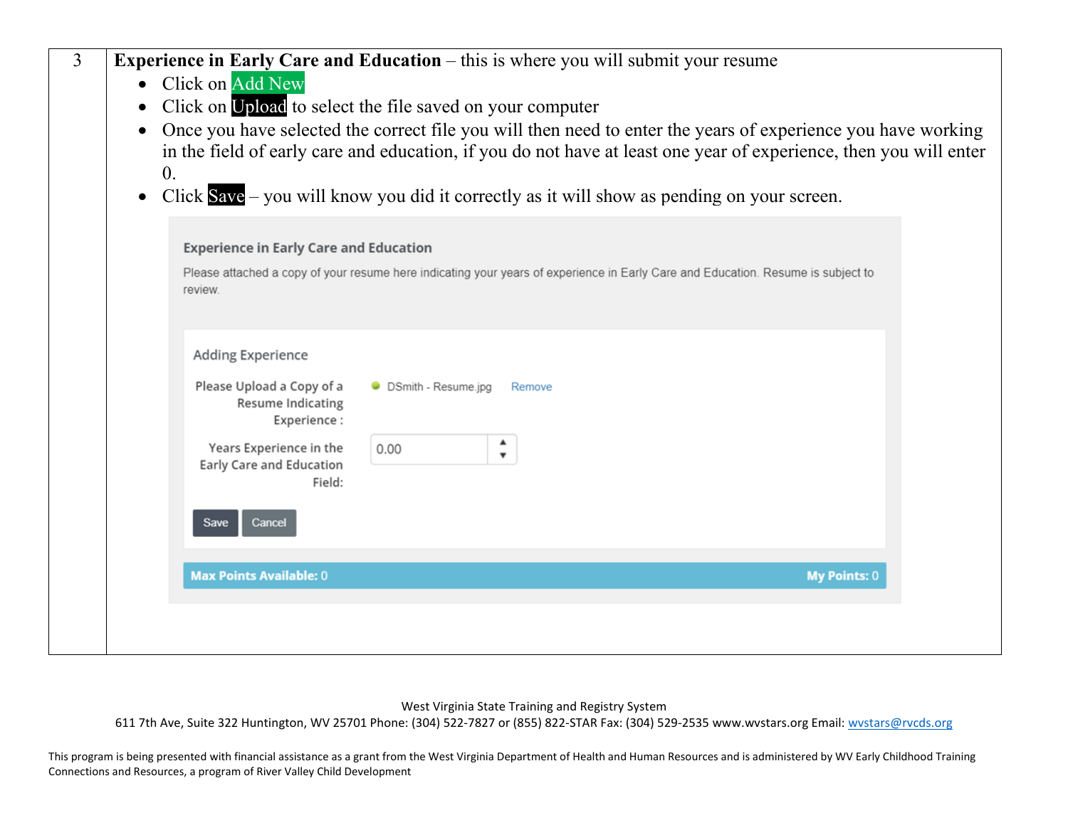| 3 | **Experience in Early Care and Education** – this is where you will submit your resume<br>• Click on Add New<br>• Click on Upload to select the file saved on your computer<br>• Once you have selected the correct file you will then need to enter the years of experience you have working in the field of early care and education, if you do not have at least one year of experience, then you will enter 0.<br>• Click Save – you will know you did it correctly as it will show as pending on your screen. |
|---|---|

Experience in Early Care and Education

Please attached a copy of your resume here indicating your years of experience in Early Care and Education. Resume is subject to review.

Adding Experience

Please Upload a Copy of a Resume Indicating Experience : DSmith - Resume.jpg Remove

Years Experience in the Early Care and Education Field: 0.00

Save Cancel

Max Points Available: 0 My Points: 0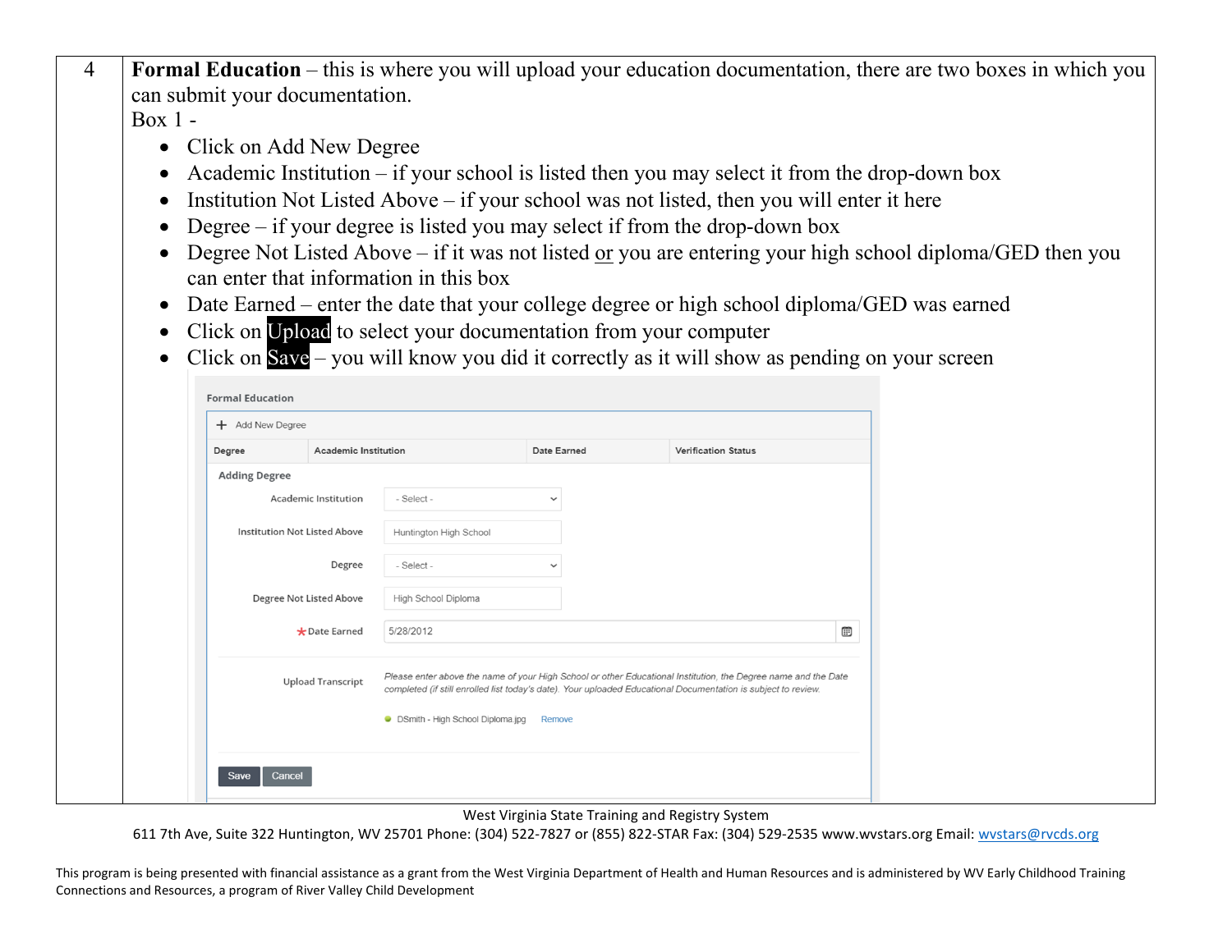| 4 | **Formal Education** – this is where you will upload your education documentation, there are two boxes in which you can submit your documentation.<br>Box 1 -<br>• Click on Add New Degree<br>• Academic Institution – if your school is listed then you may select it from the drop-down box<br>• Institution Not Listed Above – if your school was not listed, then you will enter it here<br>• Degree – if your degree is listed you may select if from the drop-down box<br>• Degree Not Listed Above – if it was not listed or you are entering your high school diploma/GED then you can enter that information in this box<br>• Date Earned – enter the date that your college degree or high school diploma/GED was earned<br>• Click on Upload to select your documentation from your computer<br>• Click on Save – you will know you did it correctly as it will show as pending on your screen<br><br>Formal Education<br>+ Add New Degree<br>Degree \| Academic Institution \| Date Earned \| Verification Status<br>Adding Degree<br>Academic Institution: - Select -<br>Institution Not Listed Above: Huntington High School<br>Degree: - Select -<br>Degree Not Listed Above: High School Diploma<br>* Date Earned: 5/28/2012<br>Upload Transcript: *Please enter above the name of your High School or other Educational Institution, the Degree name and the Date completed (if still enrolled list today's date). Your uploaded Educational Documentation is subject to review.*<br>DSmith - High School Diploma.jpg Remove<br>Save Cancel |
|---|---|

West Virginia State Training and Registry System
611 7th Ave, Suite 322 Huntington, WV 25701 Phone: (304) 522-7827 or (855) 822-STAR Fax: (304) 529-2535 www.wvstars.org Email: wvstars@rvcds.org

This program is being presented with financial assistance as a grant from the West Virginia Department of Health and Human Resources and is administered by WV Early Childhood Training Connections and Resources, a program of River Valley Child Development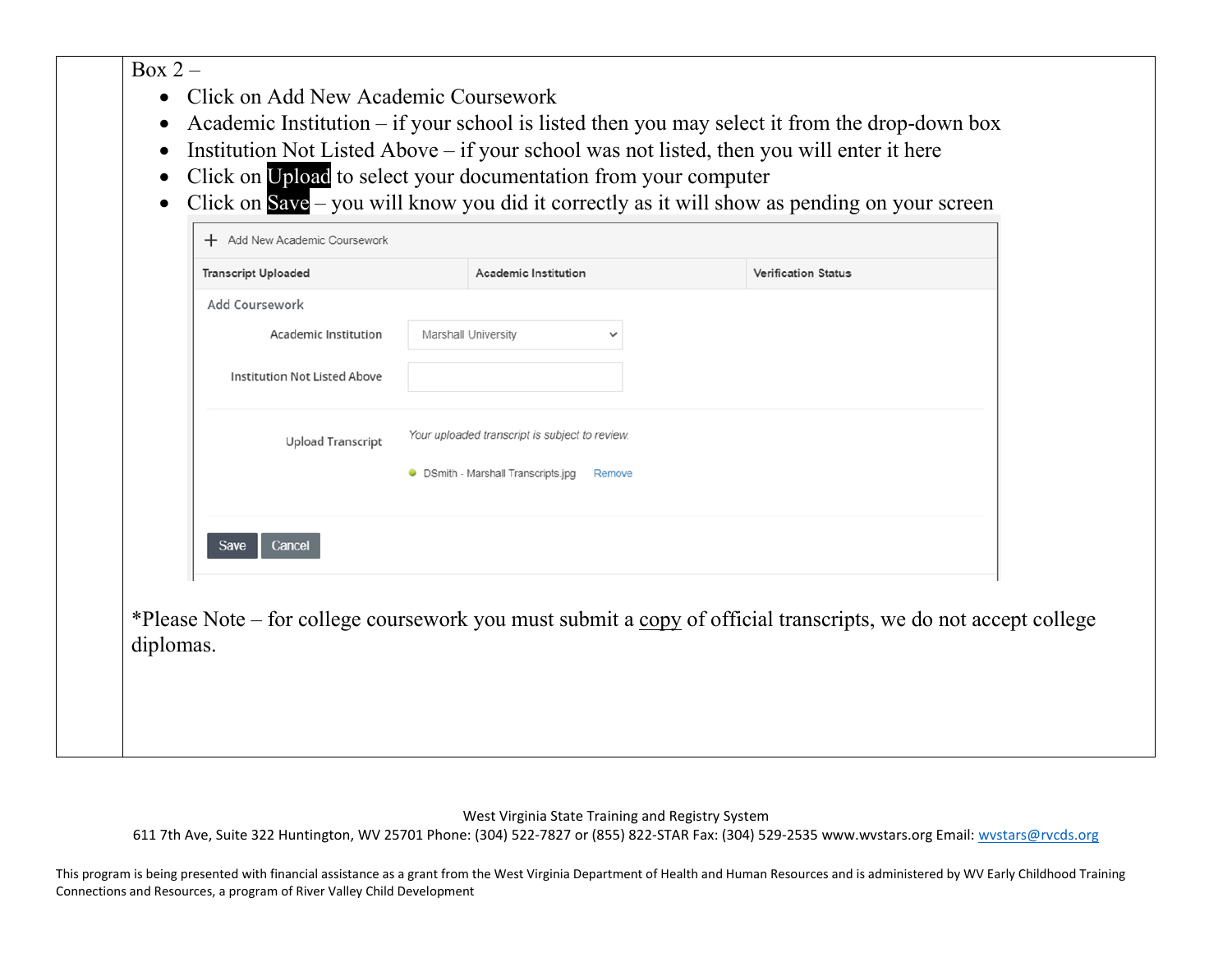Box 2 –

- Click on Add New Academic Coursework
- Academic Institution – if your school is listed then you may select it from the drop-down box
- Institution Not Listed Above – if your school was not listed, then you will enter it here
- Click on **Upload** to select your documentation from your computer
- Click on **Save** – you will know you did it correctly as it will show as pending on your screen

+ Add New Academic Coursework

| Transcript Uploaded | Academic Institution | Verification Status |
|---|---|---|

Add Coursework

Academic Institution: Marshall University

Institution Not Listed Above:

Upload Transcript: *Your uploaded transcript is subject to review.*

DSmith - Marshall Transcripts.jpg Remove

Save Cancel

*Please Note – for college coursework you must submit a copy of official transcripts, we do not accept college diplomas.

West Virginia State Training and Registry System
611 7th Ave, Suite 322 Huntington, WV 25701 Phone: (304) 522-7827 or (855) 822-STAR Fax: (304) 529-2535 www.wvstars.org Email: wvstars@rvcds.org

This program is being presented with financial assistance as a grant from the West Virginia Department of Health and Human Resources and is administered by WV Early Childhood Training Connections and Resources, a program of River Valley Child Development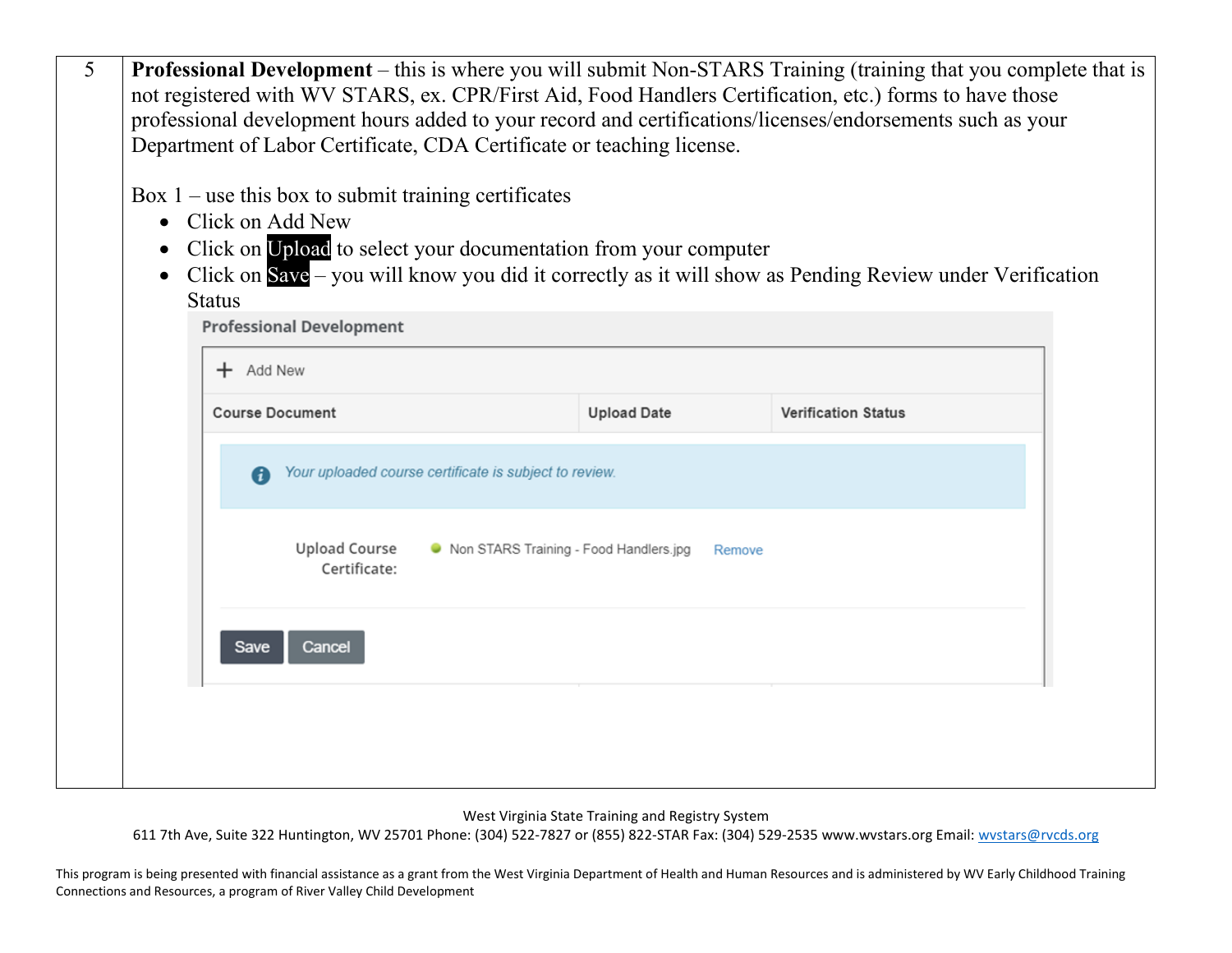| 5 | **Professional Development** – this is where you will submit Non-STARS Training (training that you complete that is not registered with WV STARS, ex. CPR/First Aid, Food Handlers Certification, etc.) forms to have those professional development hours added to your record and certifications/licenses/endorsements such as your Department of Labor Certificate, CDA Certificate or teaching license.<br><br>Box 1 – use this box to submit training certificates<br>• Click on Add New<br>• Click on Upload to select your documentation from your computer<br>• Click on Save – you will know you did it correctly as it will show as Pending Review under Verification Status<br><br>Professional Development<br>+ Add New<br>Course Document / Upload Date / Verification Status<br>*Your uploaded course certificate is subject to review.*<br>Upload Course Certificate: Non STARS Training - Food Handlers.jpg Remove<br>Save Cancel |
|---|---|

West Virginia State Training and Registry System
611 7th Ave, Suite 322 Huntington, WV 25701 Phone: (304) 522-7827 or (855) 822-STAR Fax: (304) 529-2535 www.wvstars.org Email: wvstars@rvcds.org

This program is being presented with financial assistance as a grant from the West Virginia Department of Health and Human Resources and is administered by WV Early Childhood Training Connections and Resources, a program of River Valley Child Development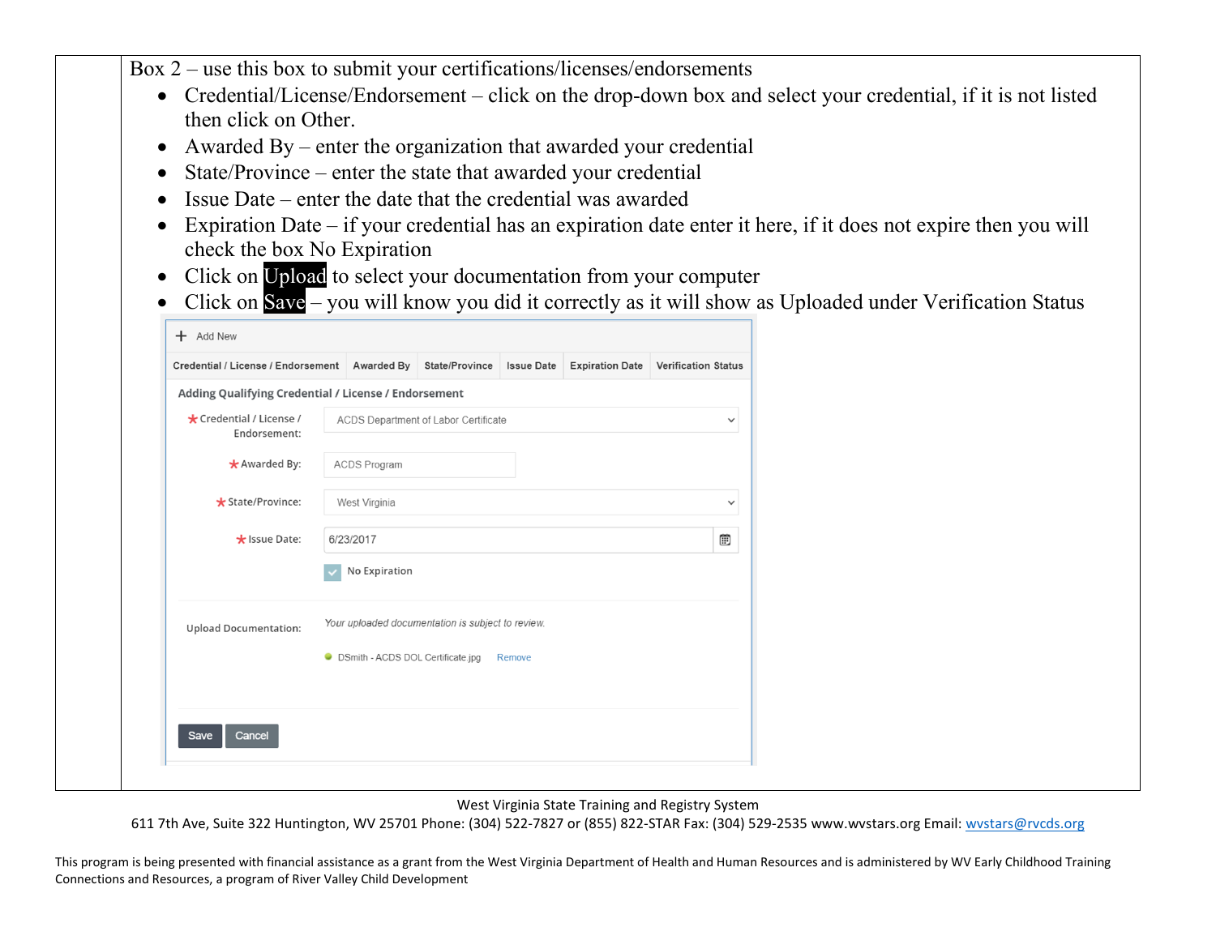Box 2 – use this box to submit your certifications/licenses/endorsements

- Credential/License/Endorsement – click on the drop-down box and select your credential, if it is not listed then click on Other.
- Awarded By – enter the organization that awarded your credential
- State/Province – enter the state that awarded your credential
- Issue Date – enter the date that the credential was awarded
- Expiration Date – if your credential has an expiration date enter it here, if it does not expire then you will check the box No Expiration
- Click on **Upload** to select your documentation from your computer
- Click on **Save** – you will know you did it correctly as it will show as Uploaded under Verification Status

+ Add New

| Credential / License / Endorsement | Awarded By | State/Province | Issue Date | Expiration Date | Verification Status |
| --- | --- | --- | --- | --- | --- |

Adding Qualifying Credential / License / Endorsement

- *Credential / License / Endorsement: ACDS Department of Labor Certificate
- *Awarded By: ACDS Program
- *State/Province: West Virginia
- *Issue Date: 6/23/2017
- [x] No Expiration

Upload Documentation: *Your uploaded documentation is subject to review.*

DSmith - ACDS DOL Certificate.jpg Remove

Save Cancel

West Virginia State Training and Registry System
611 7th Ave, Suite 322 Huntington, WV 25701 Phone: (304) 522-7827 or (855) 822-STAR Fax: (304) 529-2535 www.wvstars.org Email: wvstars@rvcds.org

This program is being presented with financial assistance as a grant from the West Virginia Department of Health and Human Resources and is administered by WV Early Childhood Training Connections and Resources, a program of River Valley Child Development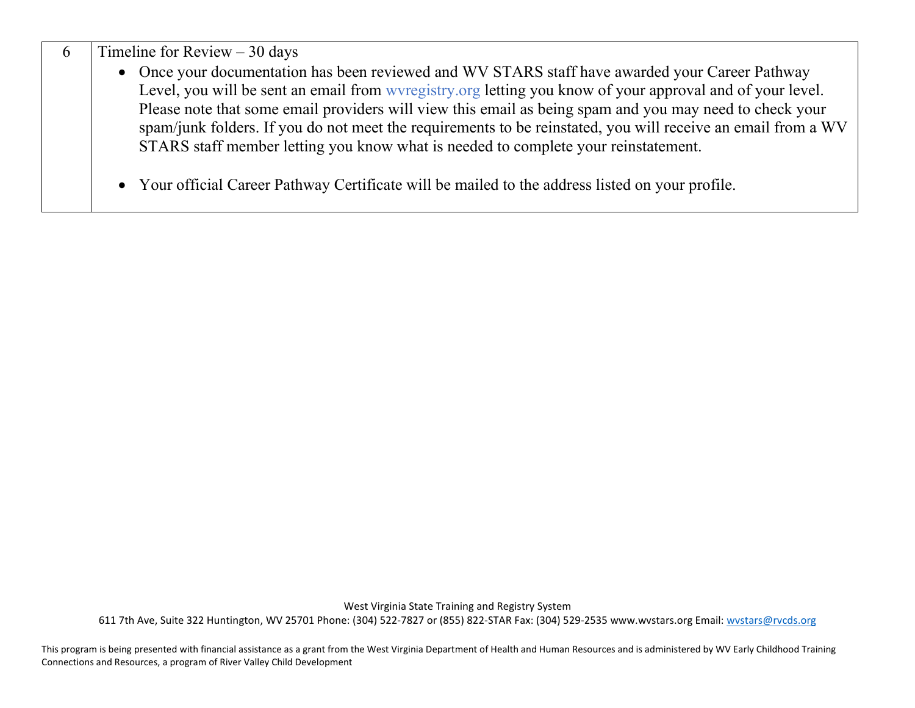| | |
|---|---|
| 6 | Timeline for Review – 30 days<br>• Once your documentation has been reviewed and WV STARS staff have awarded your Career Pathway Level, you will be sent an email from wvregistry.org letting you know of your approval and of your level. Please note that some email providers will view this email as being spam and you may need to check your spam/junk folders. If you do not meet the requirements to be reinstated, you will receive an email from a WV STARS staff member letting you know what is needed to complete your reinstatement.<br>• Your official Career Pathway Certificate will be mailed to the address listed on your profile. |

West Virginia State Training and Registry System
611 7th Ave, Suite 322 Huntington, WV 25701 Phone: (304) 522-7827 or (855) 822-STAR Fax: (304) 529-2535 www.wvstars.org Email: wvstars@rvcds.org

This program is being presented with financial assistance as a grant from the West Virginia Department of Health and Human Resources and is administered by WV Early Childhood Training Connections and Resources, a program of River Valley Child Development